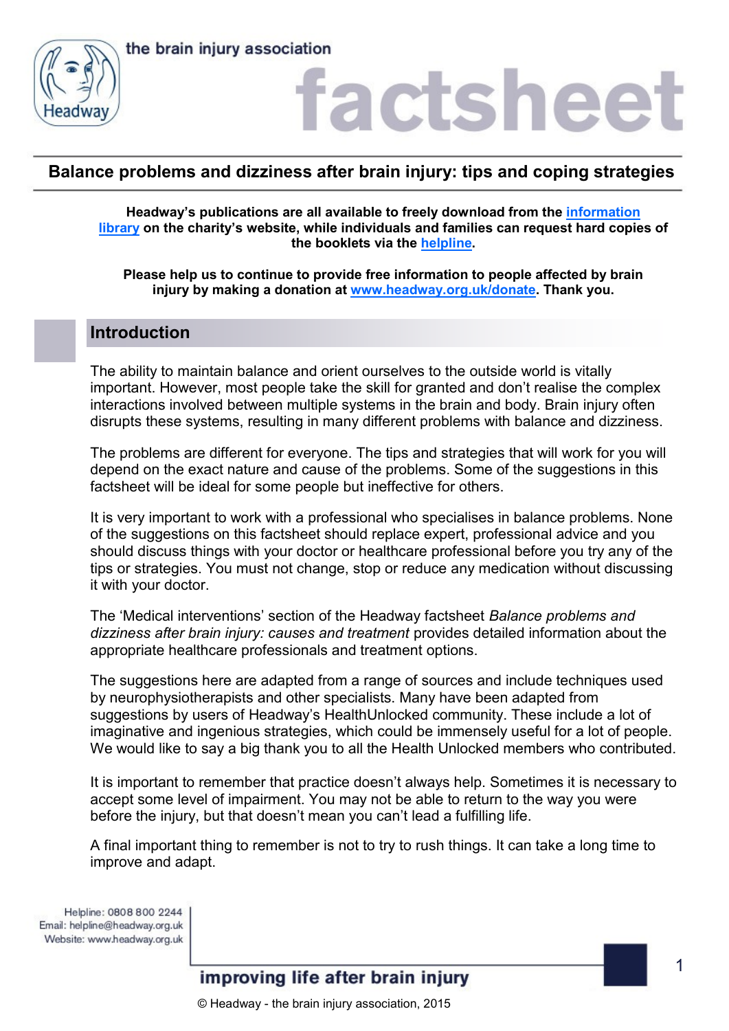the brain injury association

# factsheet

## Balance problems and dizziness after brain injury: tips and coping strategies

**Headway's publications are all available to freely download from the information library on the charity's website, while individuals and families can request hard copies of the booklets via the helpline.**

**Please help us to continue to provide free information to people affected by brain injury by making a donation at www.headway.org.uk/donate. Thank you.**

## Introduction

The ability to maintain balance and orient ourselves to the outside world is vitally important. However, most people take the skill for granted and don't realise the complex interactions involved between multiple systems in the brain and body. Brain injury often disrupts these systems, resulting in many different problems with balance and dizziness.

The problems are different for everyone. The tips and strategies that will work for you will depend on the exact nature and cause of the problems. Some of the suggestions in this factsheet will be ideal for some people but ineffective for others.

It is very important to work with a professional who specialises in balance problems. None of the suggestions on this factsheet should replace expert, professional advice and you should discuss things with your doctor or healthcare professional before you try any of the tips or strategies. You must not change, stop or reduce any medication without discussing it with your doctor.

The 'Medical interventions' section of the Headway factsheet *Balance problems and dizziness after brain injury: causes and treatment* provides detailed information about the appropriate healthcare professionals and treatment options.

The suggestions here are adapted from a range of sources and include techniques used by neurophysiotherapists and other specialists. Many have been adapted from suggestions by users of Headway's HealthUnlocked community. These include a lot of imaginative and ingenious strategies, which could be immensely useful for a lot of people. We would like to say a big thank you to all the Health Unlocked members who contributed.

It is important to remember that practice doesn't always help. Sometimes it is necessary to accept some level of impairment. You may not be able to return to the way you were before the injury, but that doesn't mean you can't lead a fulfilling life.

A final important thing to remember is not to try to rush things. It can take a long time to improve and adapt.

Helpline: 0808 800 2244
Email: helpline@headway.org.uk
Website: www.headway.org.uk

improving life after brain injury

© Headway - the brain injury association, 2015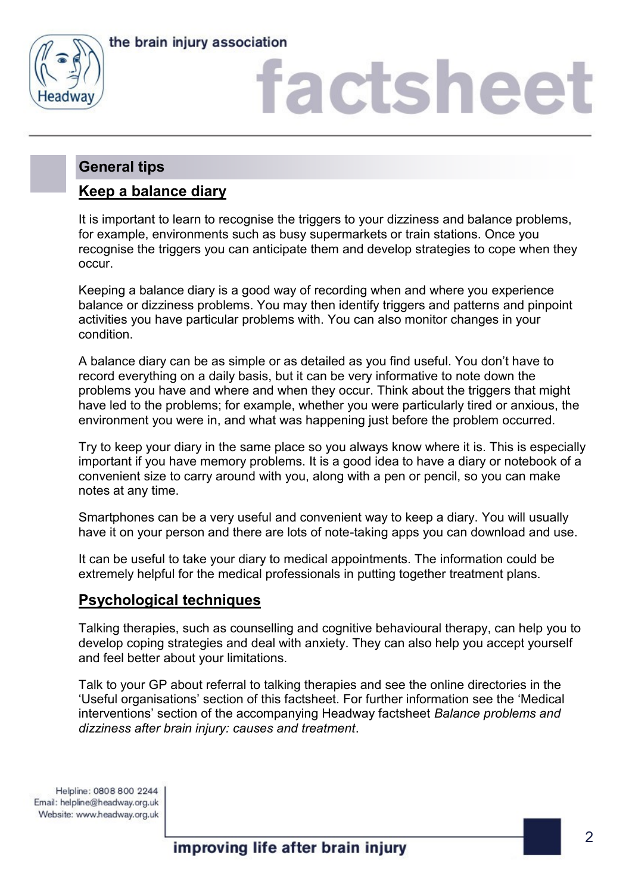## General tips

### Keep a balance diary

It is important to learn to recognise the triggers to your dizziness and balance problems, for example, environments such as busy supermarkets or train stations. Once you recognise the triggers you can anticipate them and develop strategies to cope when they occur.

Keeping a balance diary is a good way of recording when and where you experience balance or dizziness problems. You may then identify triggers and patterns and pinpoint activities you have particular problems with. You can also monitor changes in your condition.

A balance diary can be as simple or as detailed as you find useful. You don't have to record everything on a daily basis, but it can be very informative to note down the problems you have and where and when they occur. Think about the triggers that might have led to the problems; for example, whether you were particularly tired or anxious, the environment you were in, and what was happening just before the problem occurred.

Try to keep your diary in the same place so you always know where it is. This is especially important if you have memory problems. It is a good idea to have a diary or notebook of a convenient size to carry around with you, along with a pen or pencil, so you can make notes at any time.

Smartphones can be a very useful and convenient way to keep a diary. You will usually have it on your person and there are lots of note-taking apps you can download and use.

It can be useful to take your diary to medical appointments. The information could be extremely helpful for the medical professionals in putting together treatment plans.

### Psychological techniques

Talking therapies, such as counselling and cognitive behavioural therapy, can help you to develop coping strategies and deal with anxiety. They can also help you accept yourself and feel better about your limitations.

Talk to your GP about referral to talking therapies and see the online directories in the 'Useful organisations' section of this factsheet. For further information see the 'Medical interventions' section of the accompanying Headway factsheet *Balance problems and dizziness after brain injury: causes and treatment*.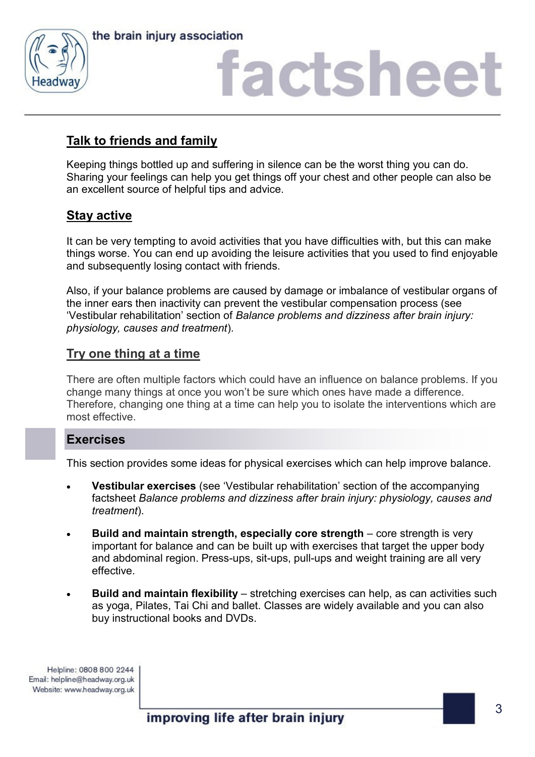## Talk to friends and family

Keeping things bottled up and suffering in silence can be the worst thing you can do. Sharing your feelings can help you get things off your chest and other people can also be an excellent source of helpful tips and advice.

## Stay active

It can be very tempting to avoid activities that you have difficulties with, but this can make things worse. You can end up avoiding the leisure activities that you used to find enjoyable and subsequently losing contact with friends.

Also, if your balance problems are caused by damage or imbalance of vestibular organs of the inner ears then inactivity can prevent the vestibular compensation process (see 'Vestibular rehabilitation' section of *Balance problems and dizziness after brain injury: physiology, causes and treatment*).

## Try one thing at a time

There are often multiple factors which could have an influence on balance problems. If you change many things at once you won't be sure which ones have made a difference. Therefore, changing one thing at a time can help you to isolate the interventions which are most effective.

# Exercises

This section provides some ideas for physical exercises which can help improve balance.

- **Vestibular exercises** (see 'Vestibular rehabilitation' section of the accompanying factsheet *Balance problems and dizziness after brain injury: physiology, causes and treatment*).
- **Build and maintain strength, especially core strength** – core strength is very important for balance and can be built up with exercises that target the upper body and abdominal region. Press-ups, sit-ups, pull-ups and weight training are all very effective.
- **Build and maintain flexibility** – stretching exercises can help, as can activities such as yoga, Pilates, Tai Chi and ballet. Classes are widely available and you can also buy instructional books and DVDs.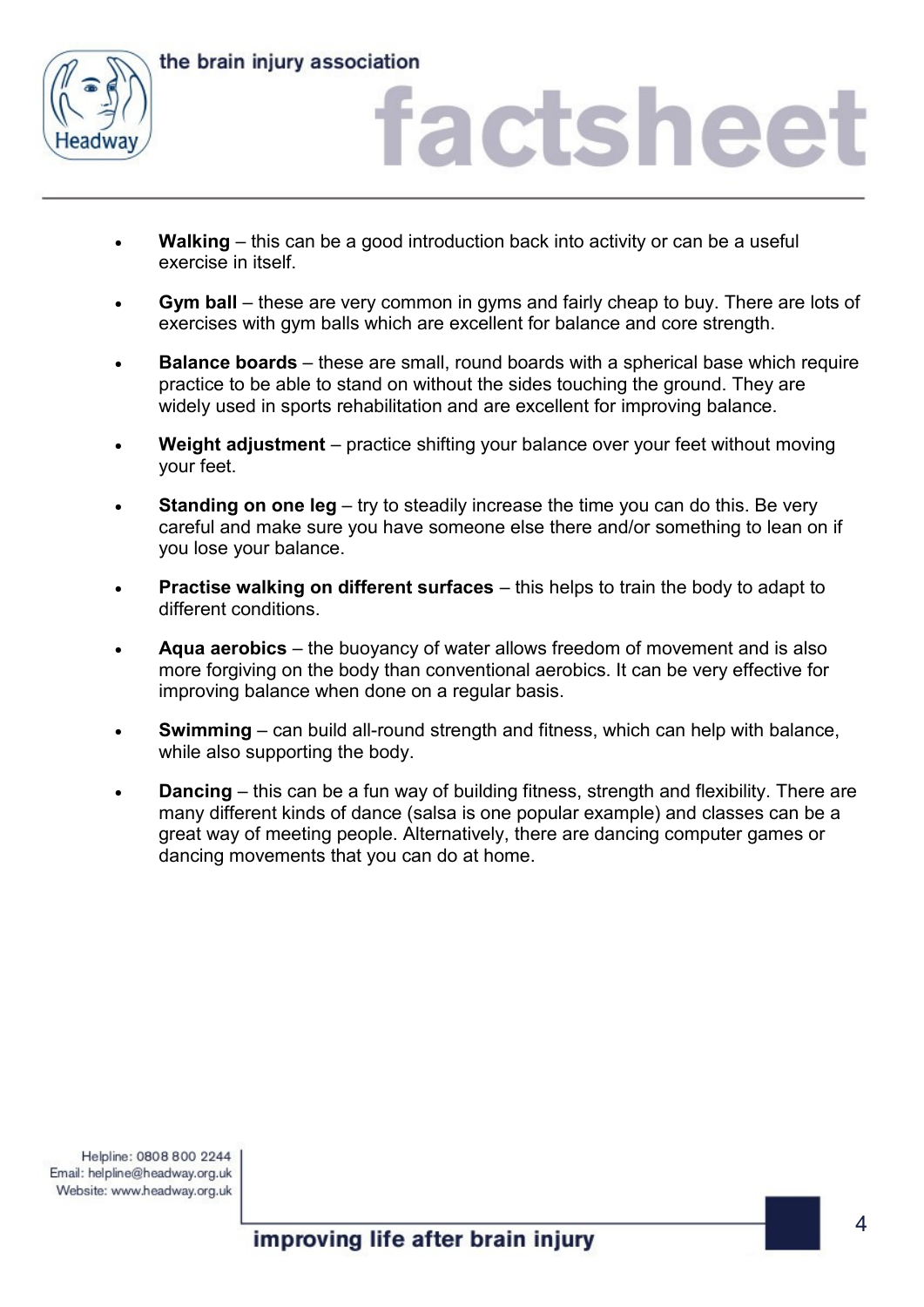- **Walking** – this can be a good introduction back into activity or can be a useful exercise in itself.
- **Gym ball** – these are very common in gyms and fairly cheap to buy. There are lots of exercises with gym balls which are excellent for balance and core strength.
- **Balance boards** – these are small, round boards with a spherical base which require practice to be able to stand on without the sides touching the ground. They are widely used in sports rehabilitation and are excellent for improving balance.
- **Weight adjustment** – practice shifting your balance over your feet without moving your feet.
- **Standing on one leg** – try to steadily increase the time you can do this. Be very careful and make sure you have someone else there and/or something to lean on if you lose your balance.
- **Practise walking on different surfaces** – this helps to train the body to adapt to different conditions.
- **Aqua aerobics** – the buoyancy of water allows freedom of movement and is also more forgiving on the body than conventional aerobics. It can be very effective for improving balance when done on a regular basis.
- **Swimming** – can build all-round strength and fitness, which can help with balance, while also supporting the body.
- **Dancing** – this can be a fun way of building fitness, strength and flexibility. There are many different kinds of dance (salsa is one popular example) and classes can be a great way of meeting people. Alternatively, there are dancing computer games or dancing movements that you can do at home.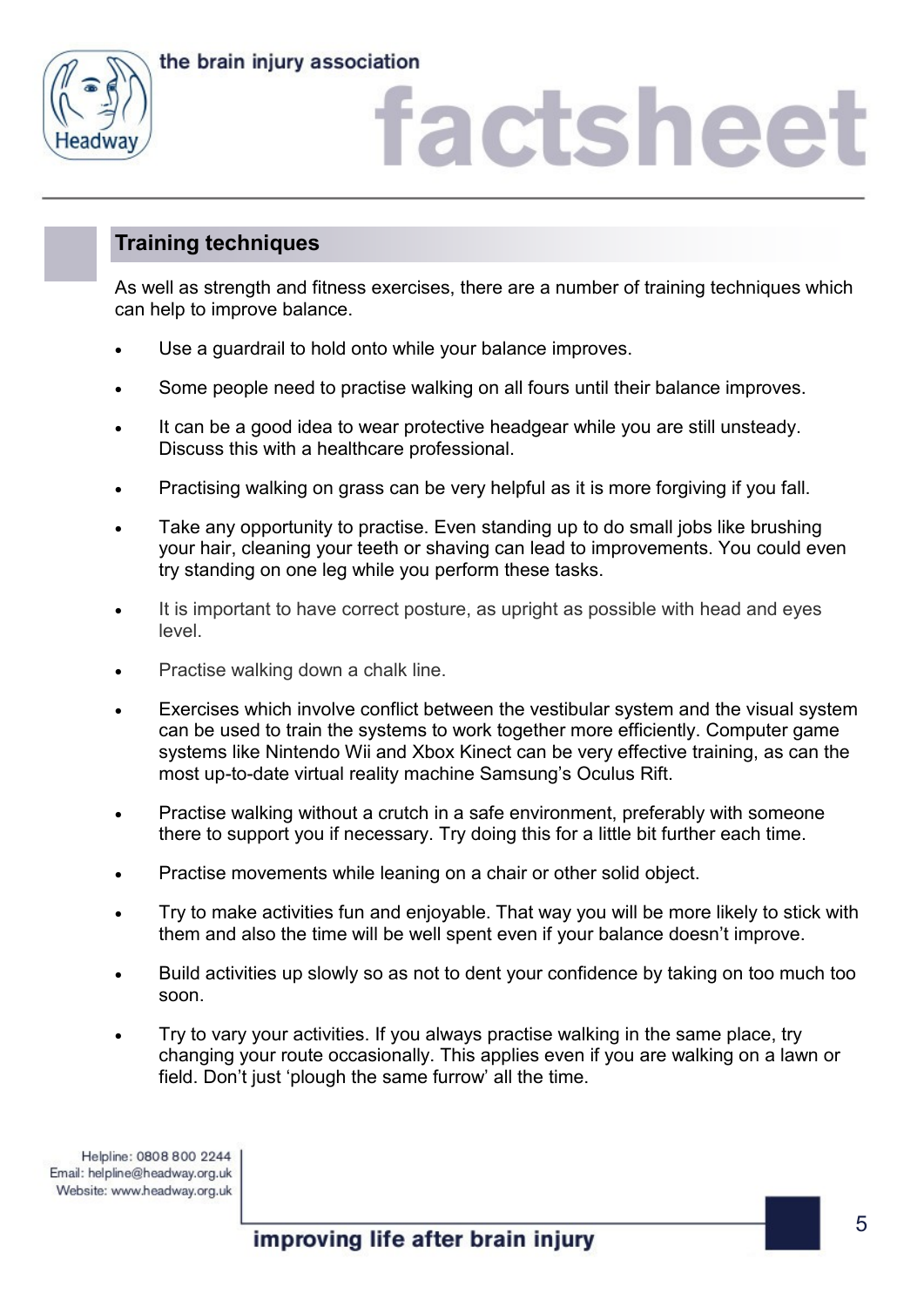## Training techniques

As well as strength and fitness exercises, there are a number of training techniques which can help to improve balance.

- Use a guardrail to hold onto while your balance improves.
- Some people need to practise walking on all fours until their balance improves.
- It can be a good idea to wear protective headgear while you are still unsteady. Discuss this with a healthcare professional.
- Practising walking on grass can be very helpful as it is more forgiving if you fall.
- Take any opportunity to practise. Even standing up to do small jobs like brushing your hair, cleaning your teeth or shaving can lead to improvements. You could even try standing on one leg while you perform these tasks.
- It is important to have correct posture, as upright as possible with head and eyes level.
- Practise walking down a chalk line.
- Exercises which involve conflict between the vestibular system and the visual system can be used to train the systems to work together more efficiently. Computer game systems like Nintendo Wii and Xbox Kinect can be very effective training, as can the most up-to-date virtual reality machine Samsung's Oculus Rift.
- Practise walking without a crutch in a safe environment, preferably with someone there to support you if necessary. Try doing this for a little bit further each time.
- Practise movements while leaning on a chair or other solid object.
- Try to make activities fun and enjoyable. That way you will be more likely to stick with them and also the time will be well spent even if your balance doesn't improve.
- Build activities up slowly so as not to dent your confidence by taking on too much too soon.
- Try to vary your activities. If you always practise walking in the same place, try changing your route occasionally. This applies even if you are walking on a lawn or field. Don't just 'plough the same furrow' all the time.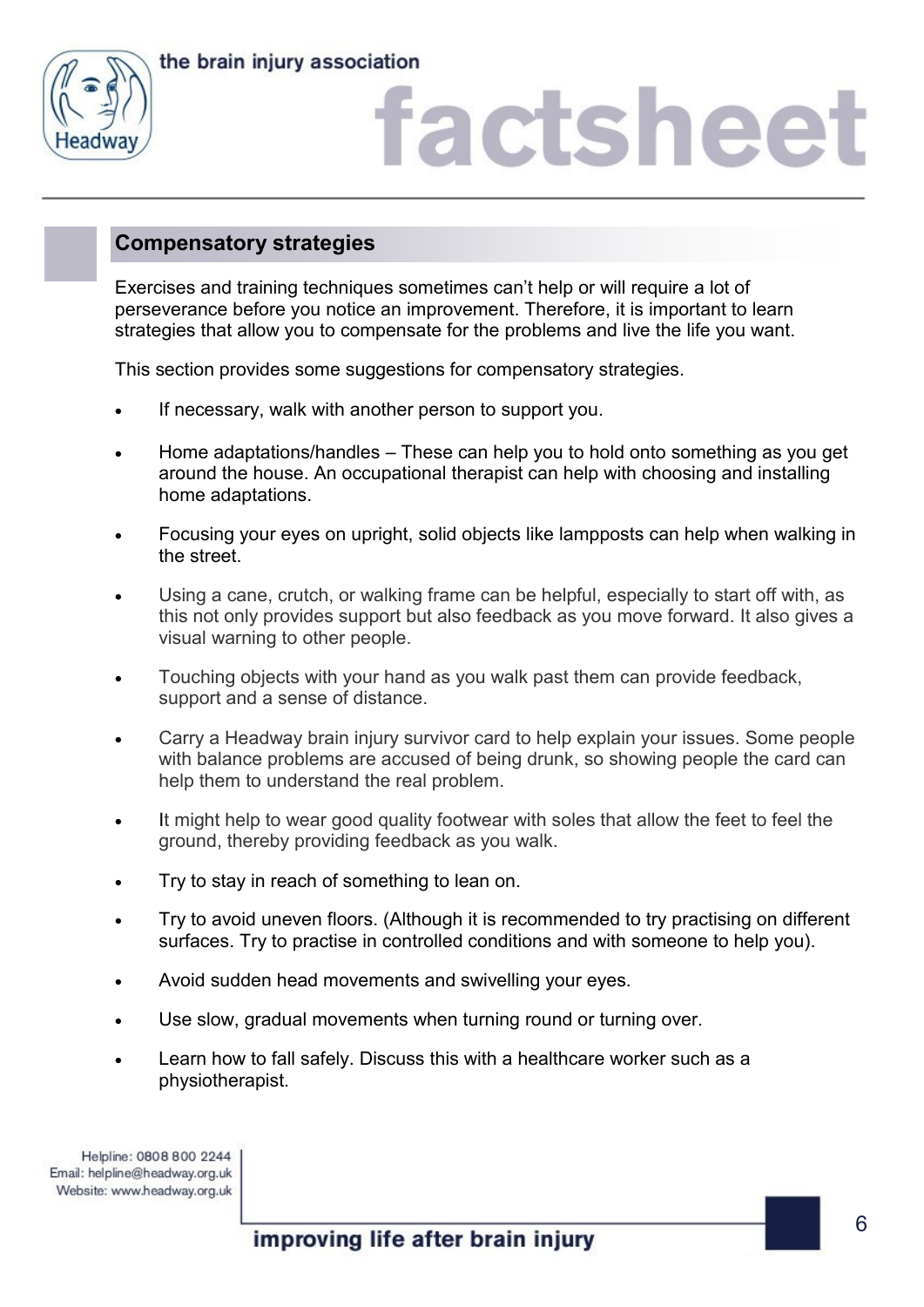## Compensatory strategies

Exercises and training techniques sometimes can't help or will require a lot of perseverance before you notice an improvement. Therefore, it is important to learn strategies that allow you to compensate for the problems and live the life you want.

This section provides some suggestions for compensatory strategies.

- If necessary, walk with another person to support you.
- Home adaptations/handles – These can help you to hold onto something as you get around the house. An occupational therapist can help with choosing and installing home adaptations.
- Focusing your eyes on upright, solid objects like lampposts can help when walking in the street.
- Using a cane, crutch, or walking frame can be helpful, especially to start off with, as this not only provides support but also feedback as you move forward. It also gives a visual warning to other people.
- Touching objects with your hand as you walk past them can provide feedback, support and a sense of distance.
- Carry a Headway brain injury survivor card to help explain your issues. Some people with balance problems are accused of being drunk, so showing people the card can help them to understand the real problem.
- It might help to wear good quality footwear with soles that allow the feet to feel the ground, thereby providing feedback as you walk.
- Try to stay in reach of something to lean on.
- Try to avoid uneven floors. (Although it is recommended to try practising on different surfaces. Try to practise in controlled conditions and with someone to help you).
- Avoid sudden head movements and swivelling your eyes.
- Use slow, gradual movements when turning round or turning over.
- Learn how to fall safely. Discuss this with a healthcare worker such as a physiotherapist.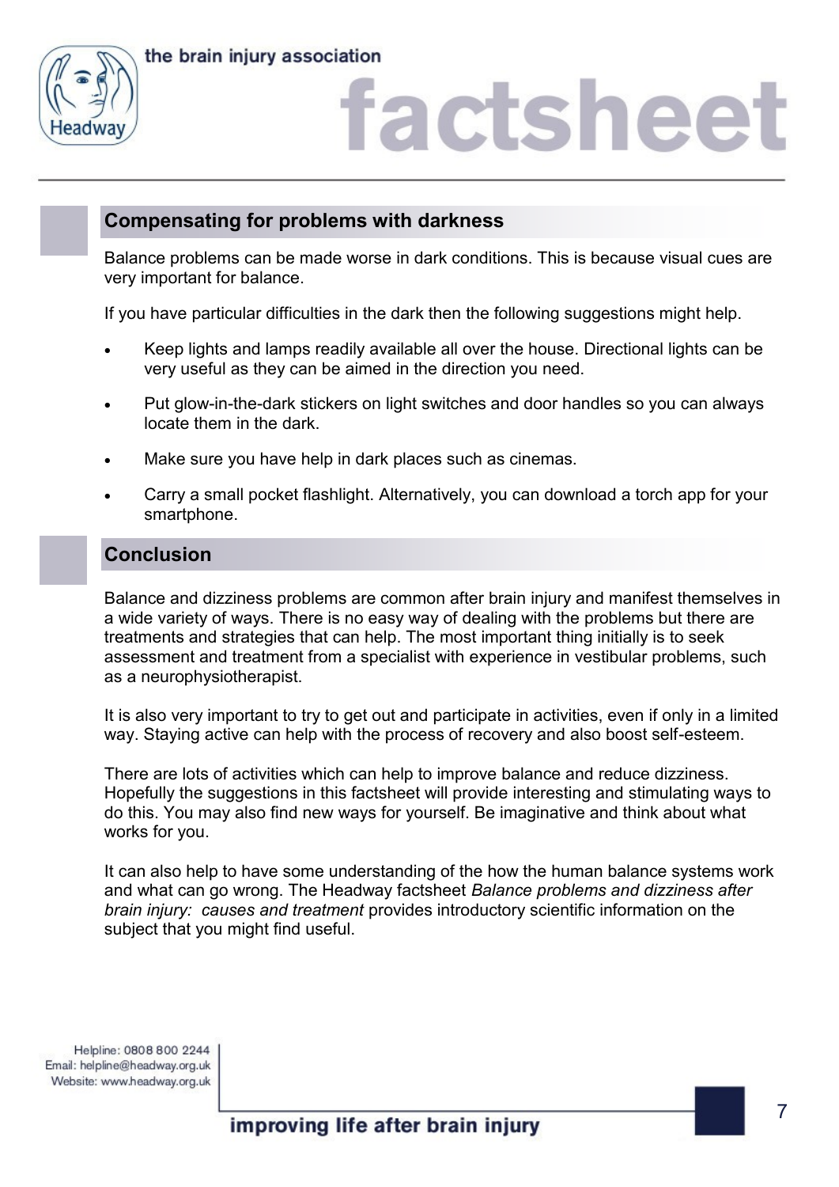## Compensating for problems with darkness

Balance problems can be made worse in dark conditions. This is because visual cues are very important for balance.

If you have particular difficulties in the dark then the following suggestions might help.

- Keep lights and lamps readily available all over the house. Directional lights can be very useful as they can be aimed in the direction you need.
- Put glow-in-the-dark stickers on light switches and door handles so you can always locate them in the dark.
- Make sure you have help in dark places such as cinemas.
- Carry a small pocket flashlight. Alternatively, you can download a torch app for your smartphone.

## Conclusion

Balance and dizziness problems are common after brain injury and manifest themselves in a wide variety of ways. There is no easy way of dealing with the problems but there are treatments and strategies that can help. The most important thing initially is to seek assessment and treatment from a specialist with experience in vestibular problems, such as a neurophysiotherapist.

It is also very important to try to get out and participate in activities, even if only in a limited way. Staying active can help with the process of recovery and also boost self-esteem.

There are lots of activities which can help to improve balance and reduce dizziness. Hopefully the suggestions in this factsheet will provide interesting and stimulating ways to do this. You may also find new ways for yourself. Be imaginative and think about what works for you.

It can also help to have some understanding of the how the human balance systems work and what can go wrong. The Headway factsheet *Balance problems and dizziness after brain injury: causes and treatment* provides introductory scientific information on the subject that you might find useful.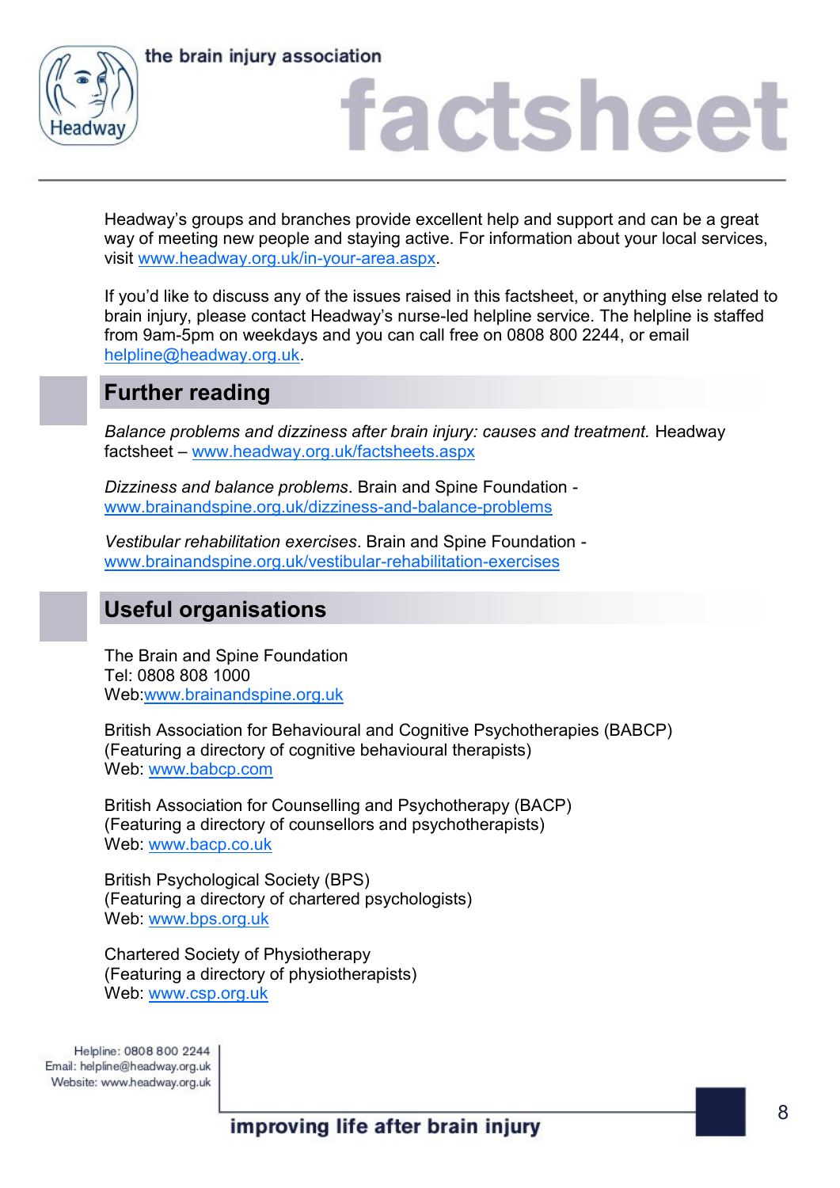Headway's groups and branches provide excellent help and support and can be a great way of meeting new people and staying active. For information about your local services, visit www.headway.org.uk/in-your-area.aspx.

If you'd like to discuss any of the issues raised in this factsheet, or anything else related to brain injury, please contact Headway's nurse-led helpline service. The helpline is staffed from 9am-5pm on weekdays and you can call free on 0808 800 2244, or email helpline@headway.org.uk.

## Further reading

*Balance problems and dizziness after brain injury: causes and treatment.* Headway factsheet – www.headway.org.uk/factsheets.aspx

*Dizziness and balance problems*. Brain and Spine Foundation - www.brainandspine.org.uk/dizziness-and-balance-problems

*Vestibular rehabilitation exercises*. Brain and Spine Foundation - www.brainandspine.org.uk/vestibular-rehabilitation-exercises

## Useful organisations

The Brain and Spine Foundation
Tel: 0808 808 1000
Web:www.brainandspine.org.uk

British Association for Behavioural and Cognitive Psychotherapies (BABCP)
(Featuring a directory of cognitive behavioural therapists)
Web: www.babcp.com

British Association for Counselling and Psychotherapy (BACP)
(Featuring a directory of counsellors and psychotherapists)
Web: www.bacp.co.uk

British Psychological Society (BPS)
(Featuring a directory of chartered psychologists)
Web: www.bps.org.uk

Chartered Society of Physiotherapy
(Featuring a directory of physiotherapists)
Web: www.csp.org.uk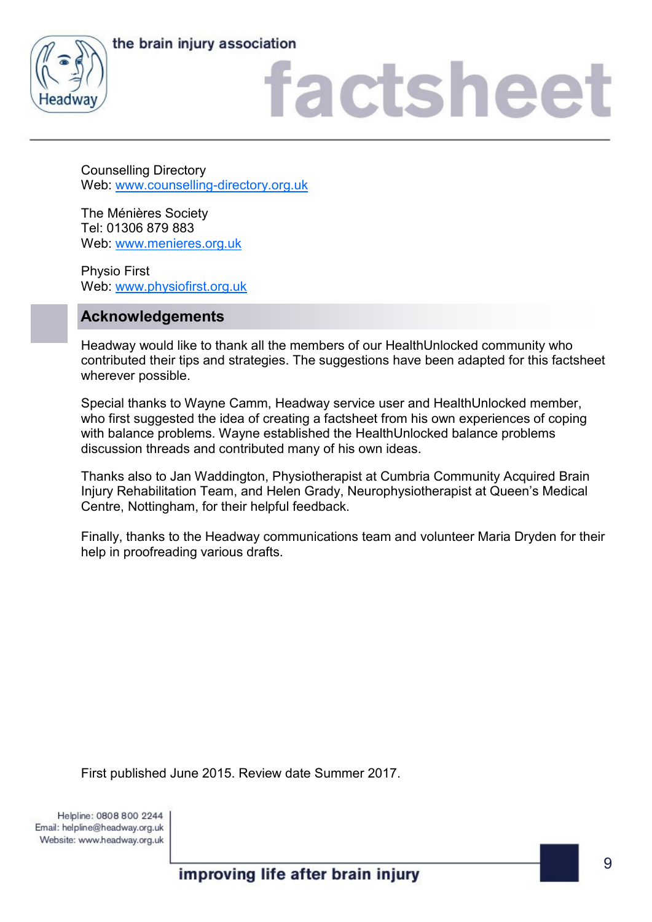Counselling Directory
Web: www.counselling-directory.org.uk

The Ménières Society
Tel: 01306 879 883
Web: www.menieres.org.uk

Physio First
Web: www.physiofirst.org.uk

## Acknowledgements

Headway would like to thank all the members of our HealthUnlocked community who contributed their tips and strategies. The suggestions have been adapted for this factsheet wherever possible.

Special thanks to Wayne Camm, Headway service user and HealthUnlocked member, who first suggested the idea of creating a factsheet from his own experiences of coping with balance problems. Wayne established the HealthUnlocked balance problems discussion threads and contributed many of his own ideas.

Thanks also to Jan Waddington, Physiotherapist at Cumbria Community Acquired Brain Injury Rehabilitation Team, and Helen Grady, Neurophysiotherapist at Queen's Medical Centre, Nottingham, for their helpful feedback.

Finally, thanks to the Headway communications team and volunteer Maria Dryden for their help in proofreading various drafts.

First published June 2015. Review date Summer 2017.